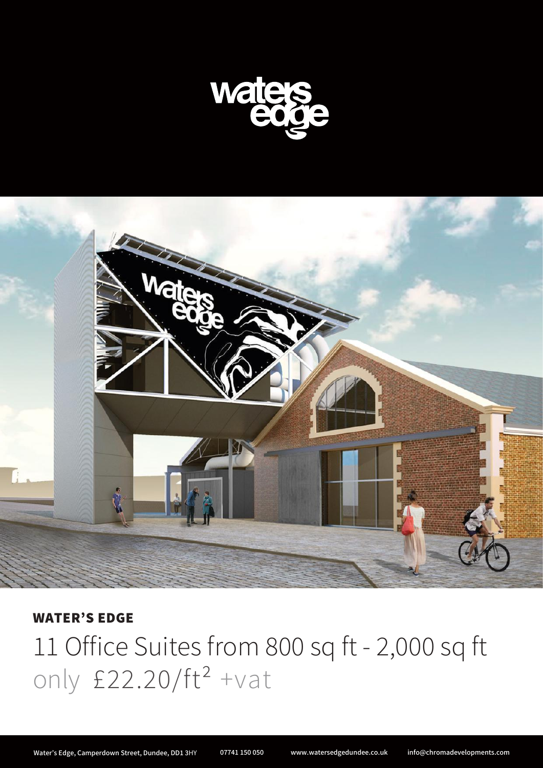# waters edge

## WATER'S EDGE

11 Office Suites from 800 sq ft - 2,000 sq ft
only £22.20/ft² +vat

Water's Edge, Camperdown Street, Dundee, DD1 3HY    07741 150 050    www.watersedgedundee.co.uk    info@chromadevelopments.com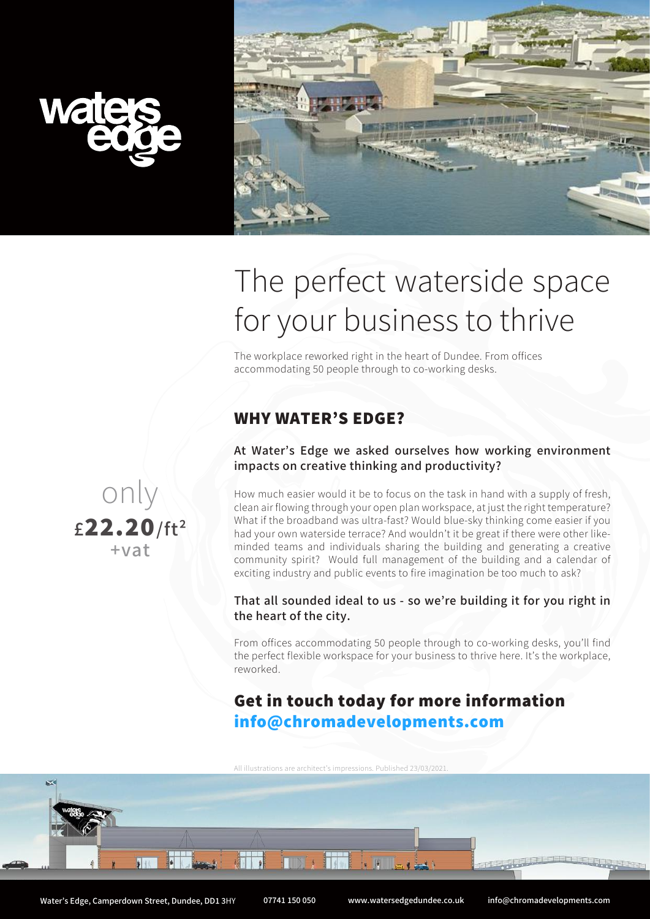waters edge

# The perfect waterside space for your business to thrive

The workplace reworked right in the heart of Dundee. From offices accommodating 50 people through to co-working desks.

only **£22.20/ft²** +vat

## WHY WATER'S EDGE?

**At Water's Edge we asked ourselves how working environment impacts on creative thinking and productivity?**

How much easier would it be to focus on the task in hand with a supply of fresh, clean air flowing through your open plan workspace, at just the right temperature? What if the broadband was ultra-fast? Would blue-sky thinking come easier if you had your own waterside terrace? And wouldn't it be great if there were other like-minded teams and individuals sharing the building and generating a creative community spirit? Would full management of the building and a calendar of exciting industry and public events to fire imagination be too much to ask?

**That all sounded ideal to us - so we're building it for you right in the heart of the city.**

From offices accommodating 50 people through to co-working desks, you'll find the perfect flexible workspace for your business to thrive here. It's the workplace, reworked.

## Get in touch today for more information

**info@chromadevelopments.com**

All illustrations are architect's impressions. Published 23/03/2021.

Water's Edge, Camperdown Street, Dundee, DD1 3HY | 07741 150 050 | www.watersedgedundee.co.uk | info@chromadevelopments.com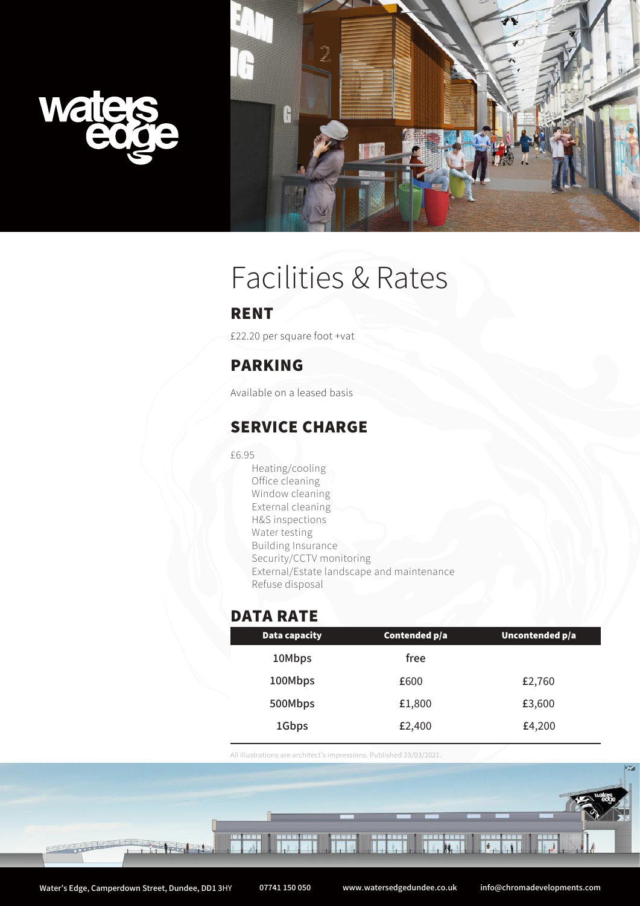# Facilities & Rates

## RENT

£22.20 per square foot +vat

## PARKING

Available on a leased basis

## SERVICE CHARGE

£6.95

- Heating/cooling
- Office cleaning
- Window cleaning
- External cleaning
- H&S inspections
- Water testing
- Building Insurance
- Security/CCTV monitoring
- External/Estate landscape and maintenance
- Refuse disposal

## DATA RATE

| Data capacity | Contended p/a | Uncontended p/a |
|---|---|---|
| 10Mbps | free | |
| 100Mbps | £600 | £2,760 |
| 500Mbps | £1,800 | £3,600 |
| 1Gbps | £2,400 | £4,200 |

All illustrations are architect's impressions. Published 23/03/2021.

Water's Edge, Camperdown Street, Dundee, DD1 3HY 07741 150 050 www.watersedgedundee.co.uk info@chromadevelopments.com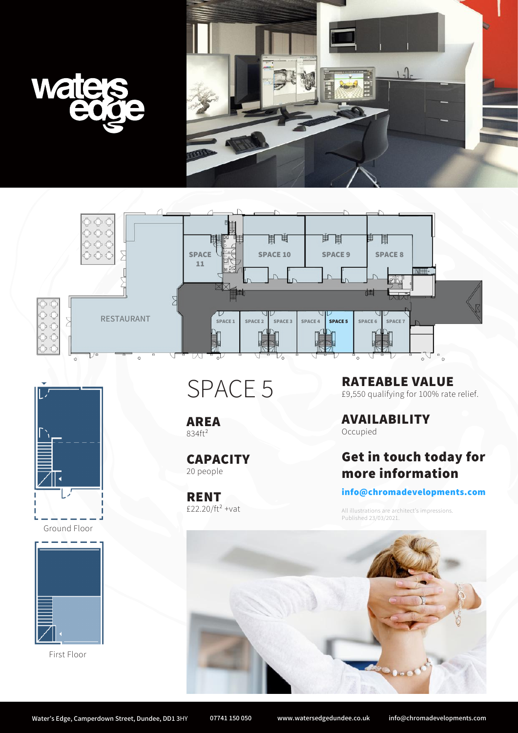# SPACE 5

## AREA
834ft²

## CAPACITY
20 people

## RENT
£22.20/ft² +vat

## RATEABLE VALUE
£9,550 qualifying for 100% rate relief.

## AVAILABILITY
Occupied

## Get in touch today for more information

**info@chromadevelopments.com**

All illustrations are architect's impressions.
Published 23/03/2021.

Ground Floor

First Floor

Water's Edge, Camperdown Street, Dundee, DD1 3HY 07741 150 050 www.watersedgedundee.co.uk info@chromadevelopments.com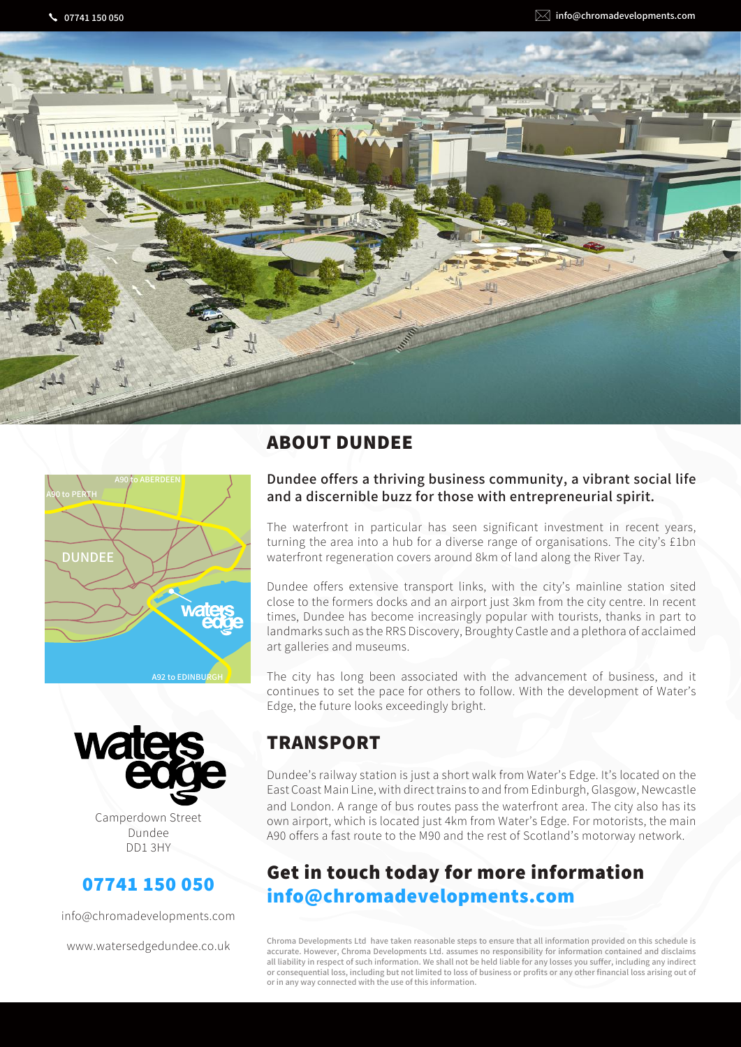07741 150 050

info@chromadevelopments.com

## ABOUT DUNDEE

A90 to ABERDEEN

A90 to PERTH

DUNDEE

waters edge

A92 to EDINBURGH

**Dundee offers a thriving business community, a vibrant social life and a discernible buzz for those with entrepreneurial spirit.**

The waterfront in particular has seen significant investment in recent years, turning the area into a hub for a diverse range of organisations. The city's £1bn waterfront regeneration covers around 8km of land along the River Tay.

Dundee offers extensive transport links, with the city's mainline station sited close to the formers docks and an airport just 3km from the city centre. In recent times, Dundee has become increasingly popular with tourists, thanks in part to landmarks such as the RRS Discovery, Broughty Castle and a plethora of acclaimed art galleries and museums.

The city has long been associated with the advancement of business, and it continues to set the pace for others to follow. With the development of Water's Edge, the future looks exceedingly bright.

## TRANSPORT

Dundee's railway station is just a short walk from Water's Edge. It's located on the East Coast Main Line, with direct trains to and from Edinburgh, Glasgow, Newcastle and London. A range of bus routes pass the waterfront area. The city also has its own airport, which is located just 4km from Water's Edge. For motorists, the main A90 offers a fast route to the M90 and the rest of Scotland's motorway network.

waters edge

Camperdown Street
Dundee
DD1 3HY

**07741 150 050**

info@chromadevelopments.com

www.watersedgedundee.co.uk

## Get in touch today for more information info@chromadevelopments.com

Chroma Developments Ltd have taken reasonable steps to ensure that all information provided on this schedule is accurate. However, Chroma Developments Ltd. assumes no responsibility for information contained and disclaims all liability in respect of such information. We shall not be held liable for any losses you suffer, including any indirect or consequential loss, including but not limited to loss of business or profits or any other financial loss arising out of or in any way connected with the use of this information.